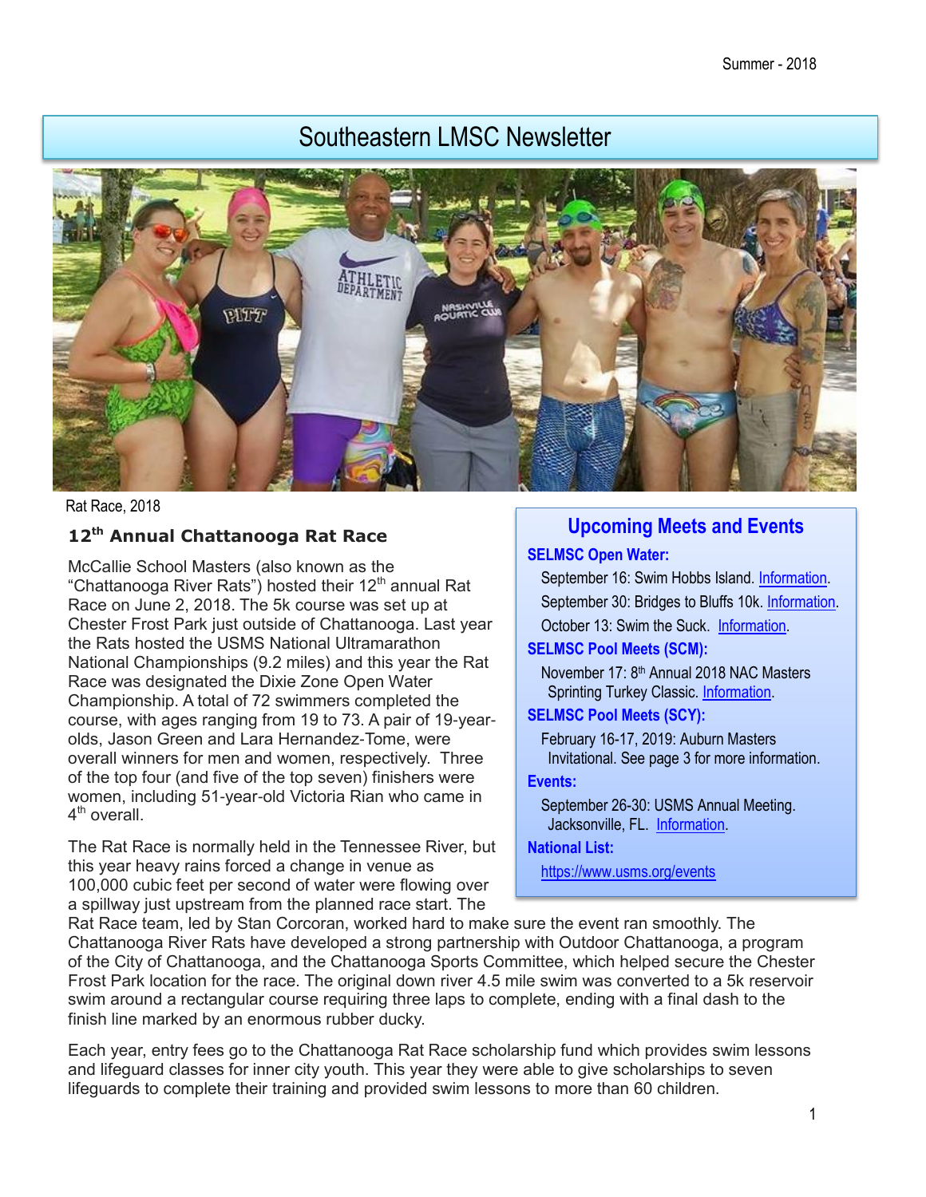Summer - 2018

# Southeastern LMSC Newsletter

Rat Race, 2018

## 12th Annual Chattanooga Rat Race

McCallie School Masters (also known as the "Chattanooga River Rats") hosted their 12th annual Rat Race on June 2, 2018. The 5k course was set up at Chester Frost Park just outside of Chattanooga. Last year the Rats hosted the USMS National Ultramarathon National Championships (9.2 miles) and this year the Rat Race was designated the Dixie Zone Open Water Championship. A total of 72 swimmers completed the course, with ages ranging from 19 to 73. A pair of 19-year-olds, Jason Green and Lara Hernandez-Tome, were overall winners for men and women, respectively. Three of the top four (and five of the top seven) finishers were women, including 51-year-old Victoria Rian who came in 4th overall.

The Rat Race is normally held in the Tennessee River, but this year heavy rains forced a change in venue as 100,000 cubic feet per second of water were flowing over a spillway just upstream from the planned race start. The Rat Race team, led by Stan Corcoran, worked hard to make sure the event ran smoothly. The Chattanooga River Rats have developed a strong partnership with Outdoor Chattanooga, a program of the City of Chattanooga, and the Chattanooga Sports Committee, which helped secure the Chester Frost Park location for the race. The original down river 4.5 mile swim was converted to a 5k reservoir swim around a rectangular course requiring three laps to complete, ending with a final dash to the finish line marked by an enormous rubber ducky.

Each year, entry fees go to the Chattanooga Rat Race scholarship fund which provides swim lessons and lifeguard classes for inner city youth. This year they were able to give scholarships to seven lifeguards to complete their training and provided swim lessons to more than 60 children.

## Upcoming Meets and Events

**SELMSC Open Water:**

- September 16: Swim Hobbs Island. Information.
- September 30: Bridges to Bluffs 10k. Information.
- October 13: Swim the Suck. Information.

**SELMSC Pool Meets (SCM):**

- November 17: 8th Annual 2018 NAC Masters Sprinting Turkey Classic. Information.

**SELMSC Pool Meets (SCY):**

- February 16-17, 2019: Auburn Masters Invitational. See page 3 for more information.

**Events:**

- September 26-30: USMS Annual Meeting. Jacksonville, FL. Information.

**National List:**

- https://www.usms.org/events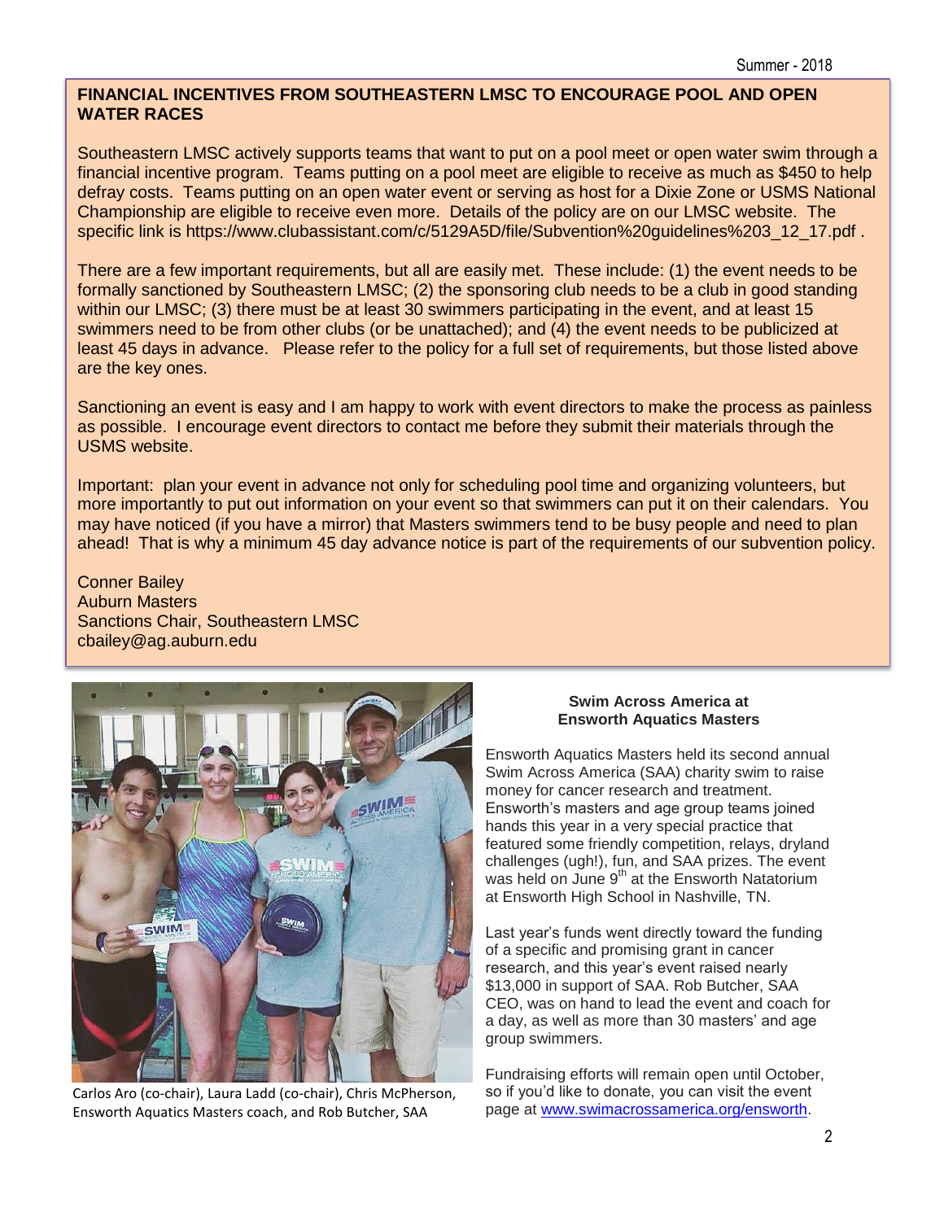## FINANCIAL INCENTIVES FROM SOUTHEASTERN LMSC TO ENCOURAGE POOL AND OPEN WATER RACES

Southeastern LMSC actively supports teams that want to put on a pool meet or open water swim through a financial incentive program. Teams putting on a pool meet are eligible to receive as much as $450 to help defray costs. Teams putting on an open water event or serving as host for a Dixie Zone or USMS National Championship are eligible to receive even more. Details of the policy are on our LMSC website. The specific link is https://www.clubassistant.com/c/5129A5D/file/Subvention%20guidelines%203_12_17.pdf .

There are a few important requirements, but all are easily met. These include: (1) the event needs to be formally sanctioned by Southeastern LMSC; (2) the sponsoring club needs to be a club in good standing within our LMSC; (3) there must be at least 30 swimmers participating in the event, and at least 15 swimmers need to be from other clubs (or be unattached); and (4) the event needs to be publicized at least 45 days in advance. Please refer to the policy for a full set of requirements, but those listed above are the key ones.

Sanctioning an event is easy and I am happy to work with event directors to make the process as painless as possible. I encourage event directors to contact me before they submit their materials through the USMS website.

Important: plan your event in advance not only for scheduling pool time and organizing volunteers, but more importantly to put out information on your event so that swimmers can put it on their calendars. You may have noticed (if you have a mirror) that Masters swimmers tend to be busy people and need to plan ahead! That is why a minimum 45 day advance notice is part of the requirements of our subvention policy.

Conner Bailey
Auburn Masters
Sanctions Chair, Southeastern LMSC
cbailey@ag.auburn.edu

Carlos Aro (co-chair), Laura Ladd (co-chair), Chris McPherson, Ensworth Aquatics Masters coach, and Rob Butcher, SAA

### Swim Across America at Ensworth Aquatics Masters

Ensworth Aquatics Masters held its second annual Swim Across America (SAA) charity swim to raise money for cancer research and treatment. Ensworth's masters and age group teams joined hands this year in a very special practice that featured some friendly competition, relays, dryland challenges (ugh!), fun, and SAA prizes. The event was held on June 9th at the Ensworth Natatorium at Ensworth High School in Nashville, TN.

Last year's funds went directly toward the funding of a specific and promising grant in cancer research, and this year's event raised nearly $13,000 in support of SAA. Rob Butcher, SAA CEO, was on hand to lead the event and coach for a day, as well as more than 30 masters' and age group swimmers.

Fundraising efforts will remain open until October, so if you'd like to donate, you can visit the event page at [www.swimacrossamerica.org/ensworth](www.swimacrossamerica.org/ensworth).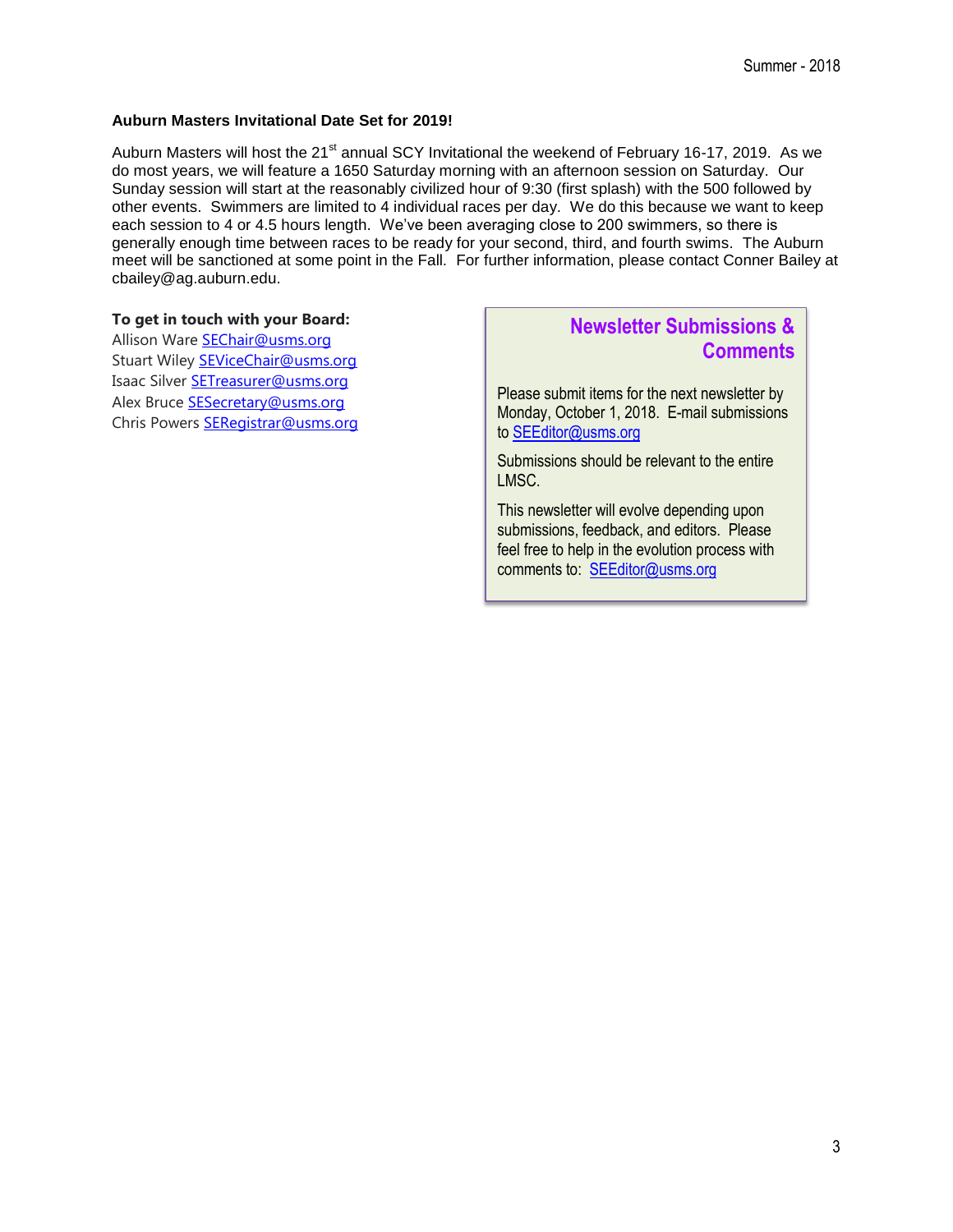**Auburn Masters Invitational Date Set for 2019!**

Auburn Masters will host the 21st annual SCY Invitational the weekend of February 16-17, 2019. As we do most years, we will feature a 1650 Saturday morning with an afternoon session on Saturday. Our Sunday session will start at the reasonably civilized hour of 9:30 (first splash) with the 500 followed by other events. Swimmers are limited to 4 individual races per day. We do this because we want to keep each session to 4 or 4.5 hours length. We've been averaging close to 200 swimmers, so there is generally enough time between races to be ready for your second, third, and fourth swims. The Auburn meet will be sanctioned at some point in the Fall. For further information, please contact Conner Bailey at cbailey@ag.auburn.edu.

**To get in touch with your Board:**

Allison Ware SEChair@usms.org
Stuart Wiley SEViceChair@usms.org
Isaac Silver SETreasurer@usms.org
Alex Bruce SESecretary@usms.org
Chris Powers SERegistrar@usms.org

## Newsletter Submissions & Comments

Please submit items for the next newsletter by Monday, October 1, 2018. E-mail submissions to SEEditor@usms.org

Submissions should be relevant to the entire LMSC.

This newsletter will evolve depending upon submissions, feedback, and editors. Please feel free to help in the evolution process with comments to: SEEditor@usms.org